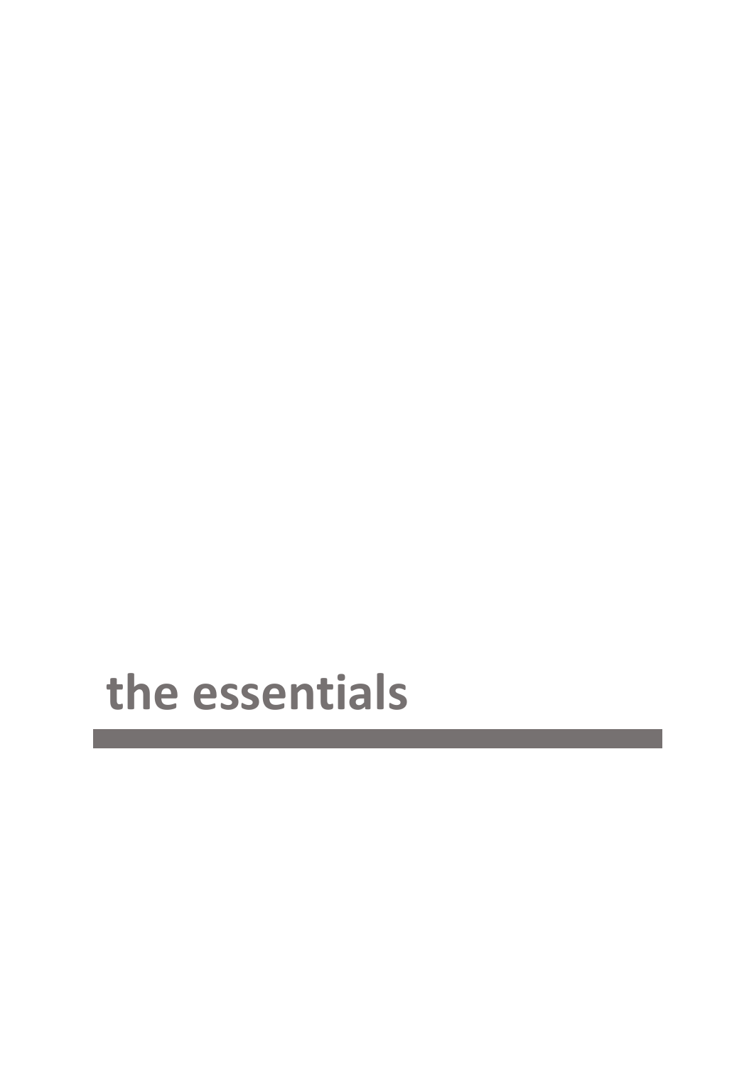# the essentials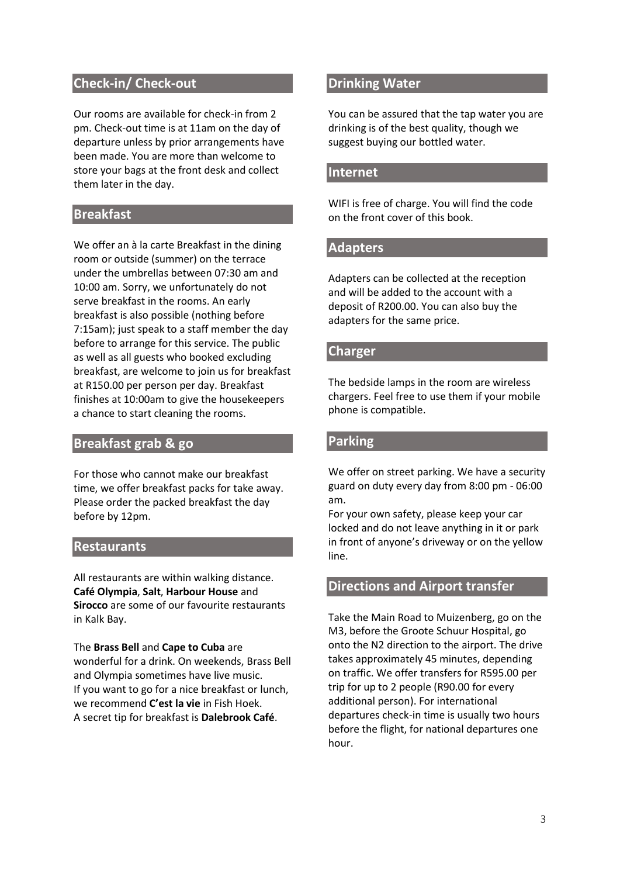## Check-in/ Check-out

Our rooms are available for check-in from 2 pm. Check-out time is at 11am on the day of departure unless by prior arrangements have been made. You are more than welcome to store your bags at the front desk and collect them later in the day.

## Breakfast

We offer an à la carte Breakfast in the dining room or outside (summer) on the terrace under the umbrellas between 07:30 am and 10:00 am. Sorry, we unfortunately do not serve breakfast in the rooms. An early breakfast is also possible (nothing before 7:15am); just speak to a staff member the day before to arrange for this service. The public as well as all guests who booked excluding breakfast, are welcome to join us for breakfast at R150.00 per person per day. Breakfast finishes at 10:00am to give the housekeepers a chance to start cleaning the rooms.

## Breakfast grab & go

For those who cannot make our breakfast time, we offer breakfast packs for take away. Please order the packed breakfast the day before by 12pm.

## Restaurants

All restaurants are within walking distance. **Café Olympia**, **Salt**, **Harbour House** and **Sirocco** are some of our favourite restaurants in Kalk Bay.

The **Brass Bell** and **Cape to Cuba** are wonderful for a drink. On weekends, Brass Bell and Olympia sometimes have live music.
If you want to go for a nice breakfast or lunch, we recommend **C'est la vie** in Fish Hoek.
A secret tip for breakfast is **Dalebrook Café**.

## Drinking Water

You can be assured that the tap water you are drinking is of the best quality, though we suggest buying our bottled water.

## Internet

WIFI is free of charge. You will find the code on the front cover of this book.

## Adapters

Adapters can be collected at the reception and will be added to the account with a deposit of R200.00. You can also buy the adapters for the same price.

## Charger

The bedside lamps in the room are wireless chargers. Feel free to use them if your mobile phone is compatible.

## Parking

We offer on street parking. We have a security guard on duty every day from 8:00 pm - 06:00 am.
For your own safety, please keep your car locked and do not leave anything in it or park in front of anyone's driveway or on the yellow line.

## Directions and Airport transfer

Take the Main Road to Muizenberg, go on the M3, before the Groote Schuur Hospital, go onto the N2 direction to the airport. The drive takes approximately 45 minutes, depending on traffic. We offer transfers for R595.00 per trip for up to 2 people (R90.00 for every additional person). For international departures check-in time is usually two hours before the flight, for national departures one hour.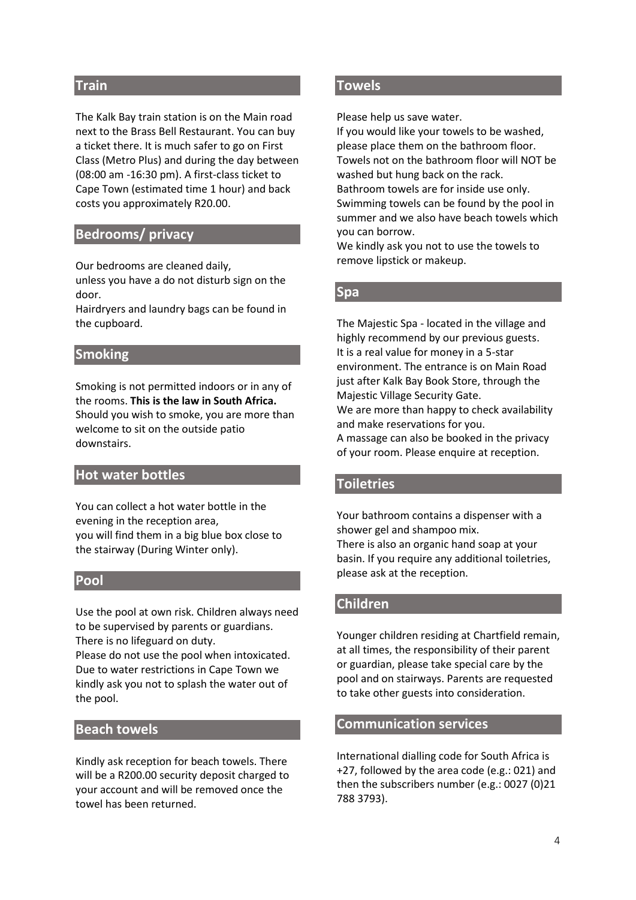## Train

The Kalk Bay train station is on the Main road next to the Brass Bell Restaurant. You can buy a ticket there. It is much safer to go on First Class (Metro Plus) and during the day between (08:00 am -16:30 pm). A first-class ticket to Cape Town (estimated time 1 hour) and back costs you approximately R20.00.

## Bedrooms/ privacy

Our bedrooms are cleaned daily,
unless you have a do not disturb sign on the door.
Hairdryers and laundry bags can be found in the cupboard.

## Smoking

Smoking is not permitted indoors or in any of the rooms. **This is the law in South Africa.** Should you wish to smoke, you are more than welcome to sit on the outside patio downstairs.

## Hot water bottles

You can collect a hot water bottle in the evening in the reception area,
you will find them in a big blue box close to the stairway (During Winter only).

## Pool

Use the pool at own risk. Children always need to be supervised by parents or guardians. There is no lifeguard on duty.
Please do not use the pool when intoxicated. Due to water restrictions in Cape Town we kindly ask you not to splash the water out of the pool.

## Beach towels

Kindly ask reception for beach towels. There will be a R200.00 security deposit charged to your account and will be removed once the towel has been returned.

## Towels

Please help us save water.
If you would like your towels to be washed, please place them on the bathroom floor. Towels not on the bathroom floor will NOT be washed but hung back on the rack.
Bathroom towels are for inside use only. Swimming towels can be found by the pool in summer and we also have beach towels which you can borrow.
We kindly ask you not to use the towels to remove lipstick or makeup.

## Spa

The Majestic Spa - located in the village and highly recommend by our previous guests. It is a real value for money in a 5-star environment. The entrance is on Main Road just after Kalk Bay Book Store, through the Majestic Village Security Gate.
We are more than happy to check availability and make reservations for you.
A massage can also be booked in the privacy of your room. Please enquire at reception.

## Toiletries

Your bathroom contains a dispenser with a shower gel and shampoo mix.
There is also an organic hand soap at your basin. If you require any additional toiletries, please ask at the reception.

## Children

Younger children residing at Chartfield remain, at all times, the responsibility of their parent or guardian, please take special care by the pool and on stairways. Parents are requested to take other guests into consideration.

## Communication services

International dialling code for South Africa is +27, followed by the area code (e.g.: 021) and then the subscribers number (e.g.: 0027 (0)21 788 3793).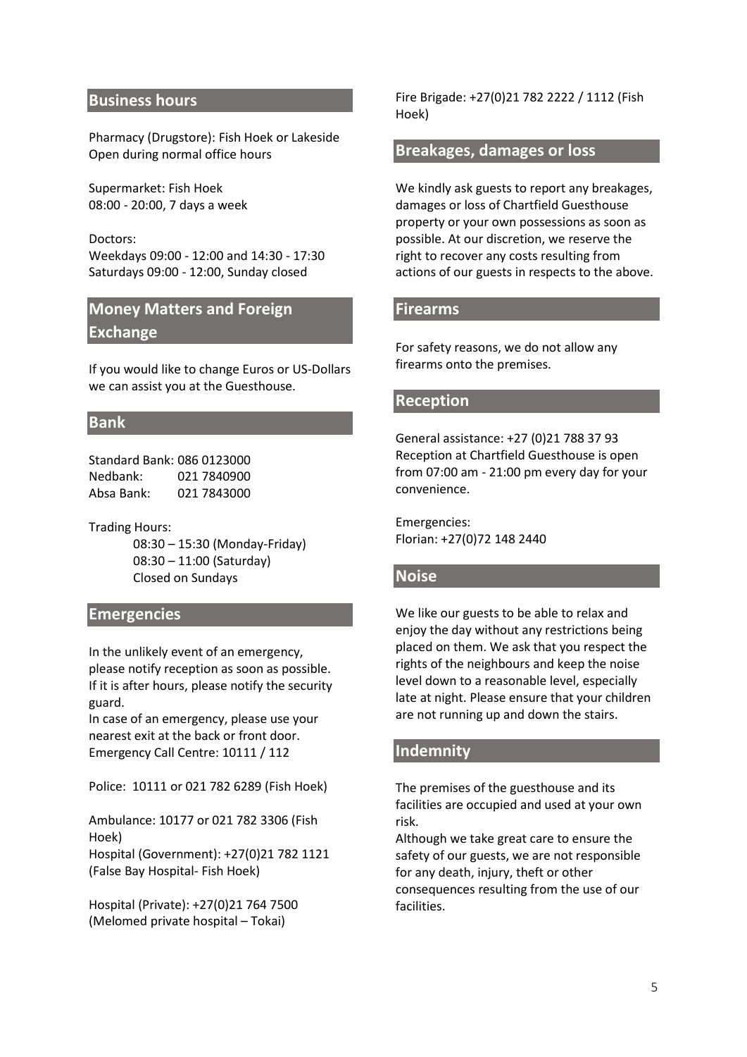## Business hours

Pharmacy (Drugstore): Fish Hoek or Lakeside
Open during normal office hours

Supermarket: Fish Hoek
08:00 - 20:00, 7 days a week

Doctors:
Weekdays 09:00 - 12:00 and 14:30 - 17:30
Saturdays 09:00 - 12:00, Sunday closed

## Money Matters and Foreign Exchange

If you would like to change Euros or US-Dollars we can assist you at the Guesthouse.

## Bank

Standard Bank: 086 0123000
Nedbank: 021 7840900
Absa Bank: 021 7843000

Trading Hours:

08:30 – 15:30 (Monday-Friday)
08:30 – 11:00 (Saturday)
Closed on Sundays

## Emergencies

In the unlikely event of an emergency, please notify reception as soon as possible. If it is after hours, please notify the security guard.
In case of an emergency, please use your nearest exit at the back or front door.
Emergency Call Centre: 10111 / 112

Police: 10111 or 021 782 6289 (Fish Hoek)

Ambulance: 10177 or 021 782 3306 (Fish Hoek)
Hospital (Government): +27(0)21 782 1121 (False Bay Hospital- Fish Hoek)

Hospital (Private): +27(0)21 764 7500 (Melomed private hospital – Tokai)

Fire Brigade: +27(0)21 782 2222 / 1112 (Fish Hoek)

## Breakages, damages or loss

We kindly ask guests to report any breakages, damages or loss of Chartfield Guesthouse property or your own possessions as soon as possible. At our discretion, we reserve the right to recover any costs resulting from actions of our guests in respects to the above.

## Firearms

For safety reasons, we do not allow any firearms onto the premises.

## Reception

General assistance: +27 (0)21 788 37 93
Reception at Chartfield Guesthouse is open from 07:00 am - 21:00 pm every day for your convenience.

Emergencies:
Florian: +27(0)72 148 2440

## Noise

We like our guests to be able to relax and enjoy the day without any restrictions being placed on them. We ask that you respect the rights of the neighbours and keep the noise level down to a reasonable level, especially late at night. Please ensure that your children are not running up and down the stairs.

## Indemnity

The premises of the guesthouse and its facilities are occupied and used at your own risk.
Although we take great care to ensure the safety of our guests, we are not responsible for any death, injury, theft or other consequences resulting from the use of our facilities.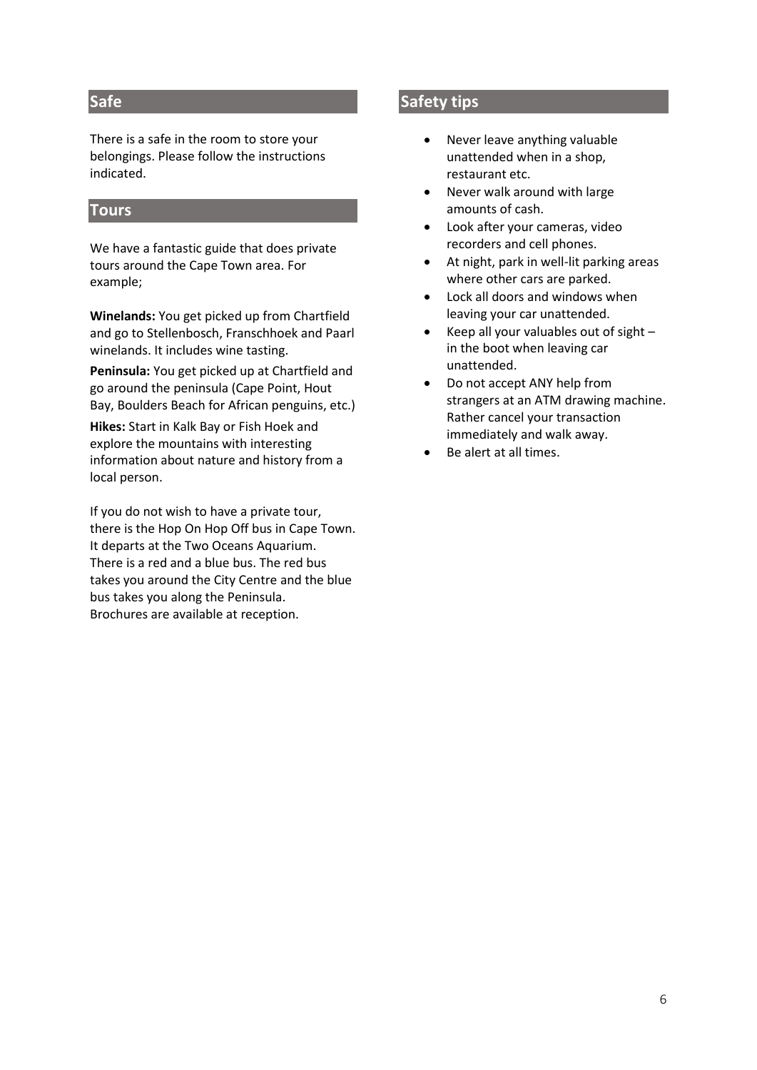## Safe

There is a safe in the room to store your belongings. Please follow the instructions indicated.

## Tours

We have a fantastic guide that does private tours around the Cape Town area. For example;

**Winelands:** You get picked up from Chartfield and go to Stellenbosch, Franschhoek and Paarl winelands. It includes wine tasting.

**Peninsula:** You get picked up at Chartfield and go around the peninsula (Cape Point, Hout Bay, Boulders Beach for African penguins, etc.)

**Hikes:** Start in Kalk Bay or Fish Hoek and explore the mountains with interesting information about nature and history from a local person.

If you do not wish to have a private tour, there is the Hop On Hop Off bus in Cape Town. It departs at the Two Oceans Aquarium. There is a red and a blue bus. The red bus takes you around the City Centre and the blue bus takes you along the Peninsula.
Brochures are available at reception.

## Safety tips

- Never leave anything valuable unattended when in a shop, restaurant etc.
- Never walk around with large amounts of cash.
- Look after your cameras, video recorders and cell phones.
- At night, park in well-lit parking areas where other cars are parked.
- Lock all doors and windows when leaving your car unattended.
- Keep all your valuables out of sight – in the boot when leaving car unattended.
- Do not accept ANY help from strangers at an ATM drawing machine. Rather cancel your transaction immediately and walk away.
- Be alert at all times.